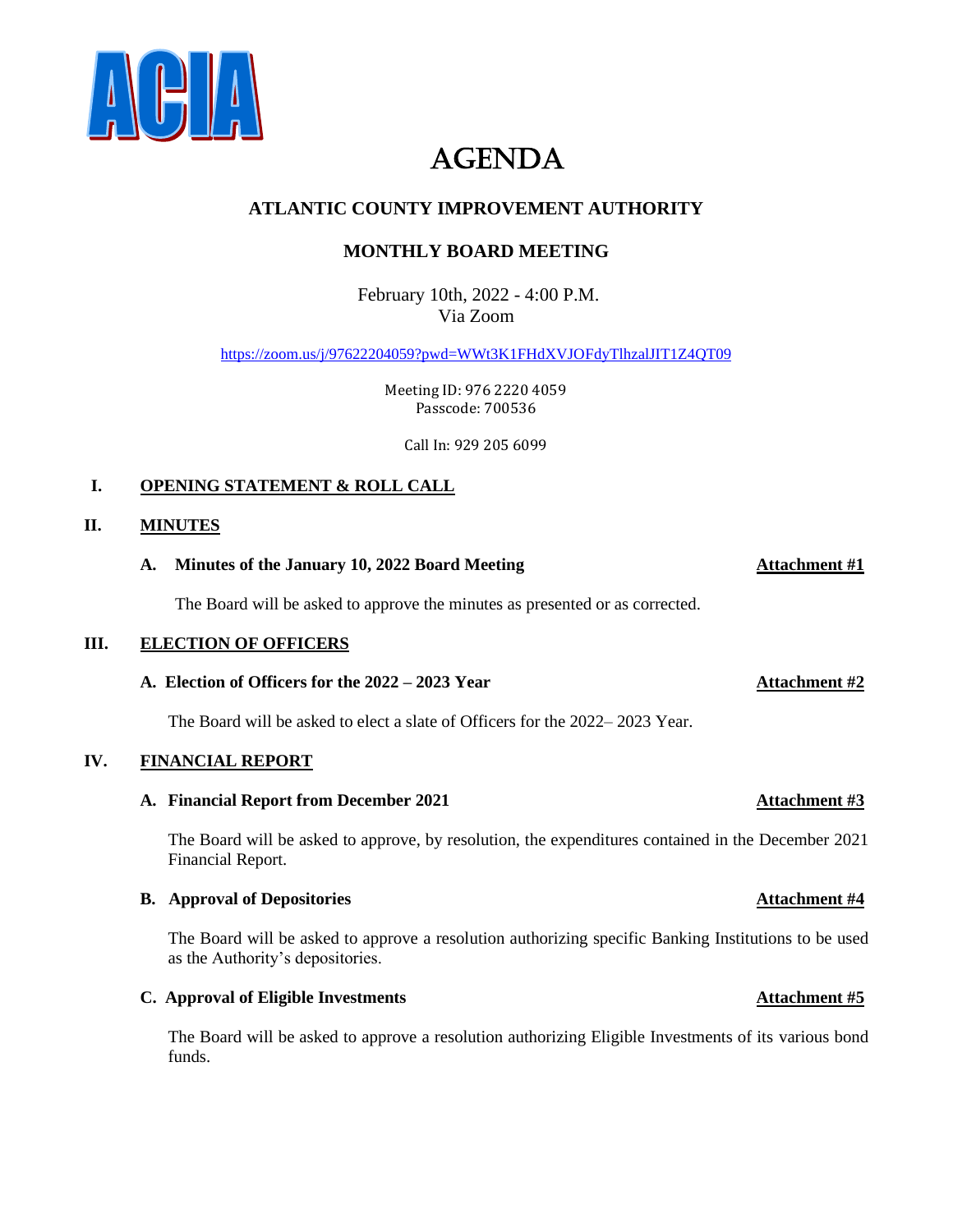ACIA

# AGENDA

## ATLANTIC COUNTY IMPROVEMENT AUTHORITY

## MONTHLY BOARD MEETING

February 10th, 2022 - 4:00 P.M.
Via Zoom

https://zoom.us/j/97622204059?pwd=WWt3K1FHdXVJOFdyTlhzalJIT1Z4QT09

Meeting ID: 976 2220 4059
Passcode: 700536

Call In: 929 205 6099

### I. OPENING STATEMENT & ROLL CALL

### II. MINUTES

**A. Minutes of the January 10, 2022 Board Meeting** — **Attachment #1**

The Board will be asked to approve the minutes as presented or as corrected.

### III. ELECTION OF OFFICERS

**A. Election of Officers for the 2022 – 2023 Year** — **Attachment #2**

The Board will be asked to elect a slate of Officers for the 2022– 2023 Year.

### IV. FINANCIAL REPORT

**A. Financial Report from December 2021** — **Attachment #3**

The Board will be asked to approve, by resolution, the expenditures contained in the December 2021 Financial Report.

**B. Approval of Depositories** — **Attachment #4**

The Board will be asked to approve a resolution authorizing specific Banking Institutions to be used as the Authority's depositories.

**C. Approval of Eligible Investments** — **Attachment #5**

The Board will be asked to approve a resolution authorizing Eligible Investments of its various bond funds.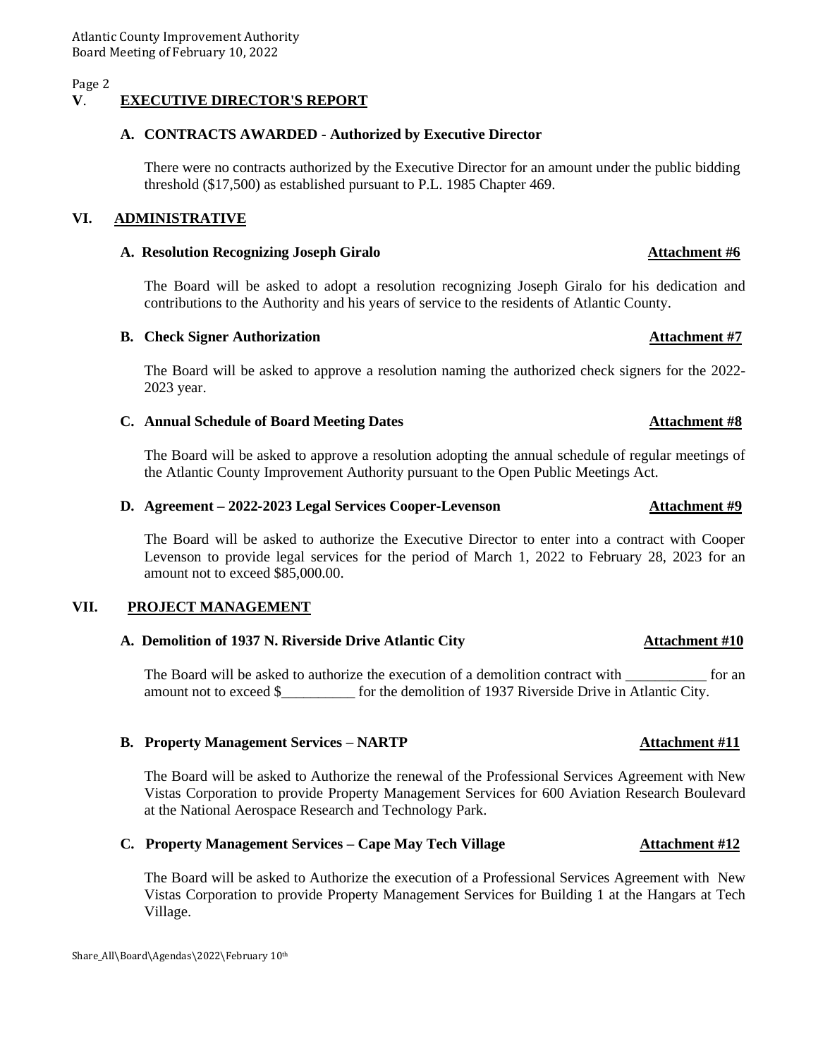## V. EXECUTIVE DIRECTOR'S REPORT

### A. CONTRACTS AWARDED - Authorized by Executive Director

There were no contracts authorized by the Executive Director for an amount under the public bidding threshold ($17,500) as established pursuant to P.L. 1985 Chapter 469.

## VI. ADMINISTRATIVE

### A. Resolution Recognizing Joseph Giralo — Attachment #6

The Board will be asked to adopt a resolution recognizing Joseph Giralo for his dedication and contributions to the Authority and his years of service to the residents of Atlantic County.

### B. Check Signer Authorization — Attachment #7

The Board will be asked to approve a resolution naming the authorized check signers for the 2022-2023 year.

### C. Annual Schedule of Board Meeting Dates — Attachment #8

The Board will be asked to approve a resolution adopting the annual schedule of regular meetings of the Atlantic County Improvement Authority pursuant to the Open Public Meetings Act.

### D. Agreement – 2022-2023 Legal Services Cooper-Levenson — Attachment #9

The Board will be asked to authorize the Executive Director to enter into a contract with Cooper Levenson to provide legal services for the period of March 1, 2022 to February 28, 2023 for an amount not to exceed $85,000.00.

## VII. PROJECT MANAGEMENT

### A. Demolition of 1937 N. Riverside Drive Atlantic City — Attachment #10

The Board will be asked to authorize the execution of a demolition contract with ___________ for an amount not to exceed $__________ for the demolition of 1937 Riverside Drive in Atlantic City.

### B. Property Management Services – NARTP — Attachment #11

The Board will be asked to Authorize the renewal of the Professional Services Agreement with New Vistas Corporation to provide Property Management Services for 600 Aviation Research Boulevard at the National Aerospace Research and Technology Park.

### C. Property Management Services – Cape May Tech Village — Attachment #12

The Board will be asked to Authorize the execution of a Professional Services Agreement with New Vistas Corporation to provide Property Management Services for Building 1 at the Hangars at Tech Village.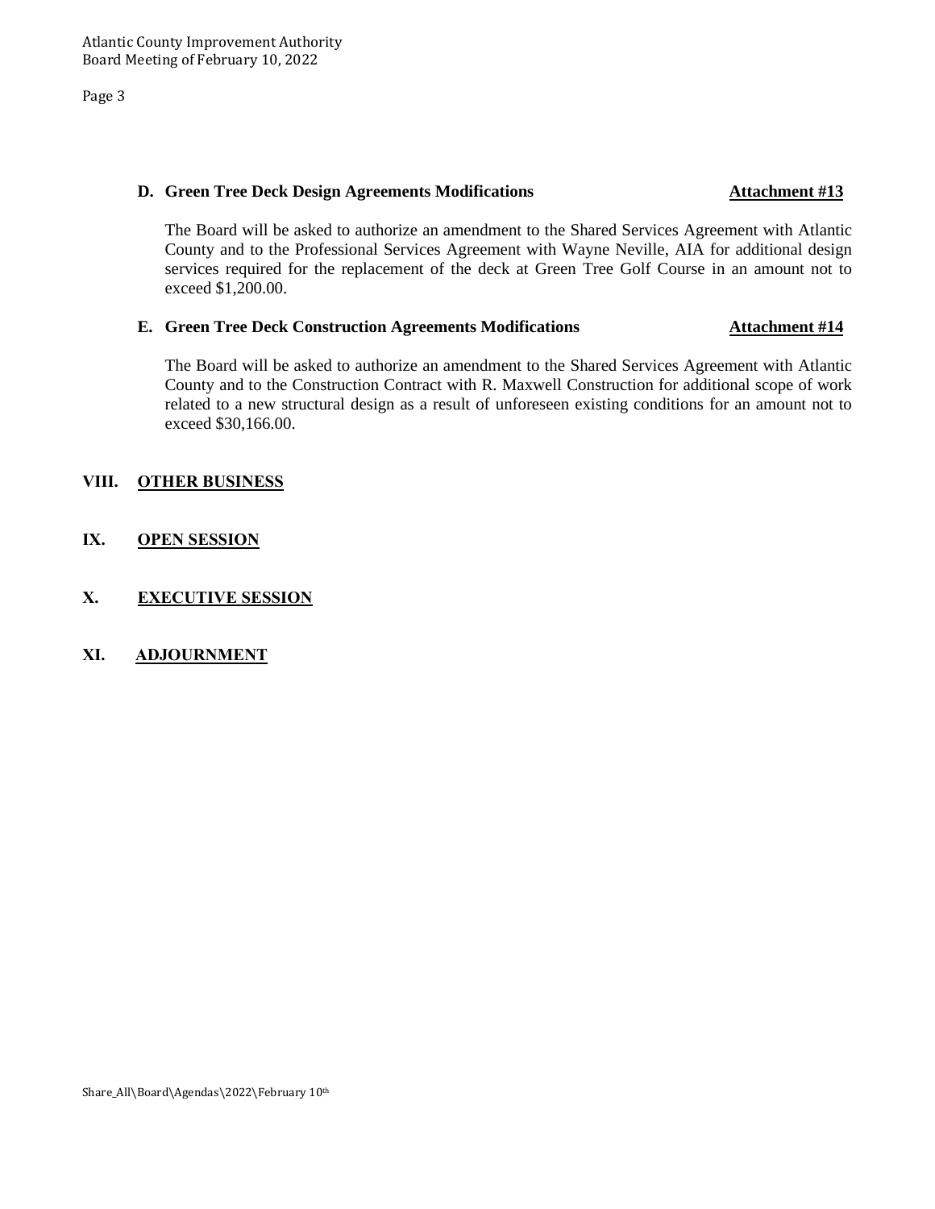**D. Green Tree Deck Design Agreements Modifications** **Attachment #13**

The Board will be asked to authorize an amendment to the Shared Services Agreement with Atlantic County and to the Professional Services Agreement with Wayne Neville, AIA for additional design services required for the replacement of the deck at Green Tree Golf Course in an amount not to exceed $1,200.00.

**E. Green Tree Deck Construction Agreements Modifications** **Attachment #14**

The Board will be asked to authorize an amendment to the Shared Services Agreement with Atlantic County and to the Construction Contract with R. Maxwell Construction for additional scope of work related to a new structural design as a result of unforeseen existing conditions for an amount not to exceed $30,166.00.

## VIII. OTHER BUSINESS

## IX. OPEN SESSION

## X. EXECUTIVE SESSION

## XI. ADJOURNMENT